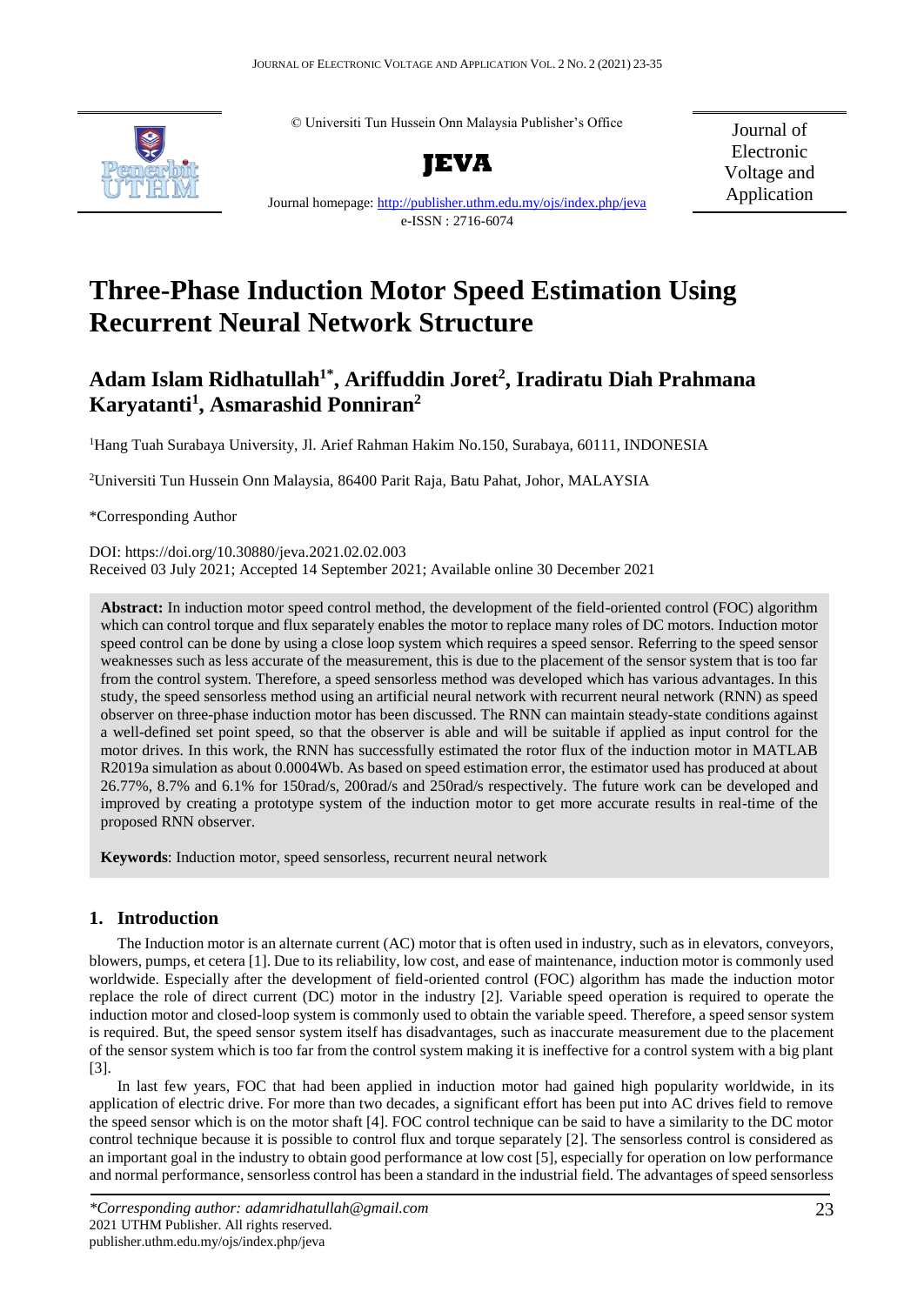© Universiti Tun Hussein Onn Malaysia Publisher's Office

**JEVA**

Journal homepage: http://publisher.uthm.edu.my/ojs/index.php/jeva

e-ISSN : 2716-6074

Journal of Electronic Voltage and Application

# Three-Phase Induction Motor Speed Estimation Using Recurrent Neural Network Structure

## Adam Islam Ridhatullah[1*], Ariffuddin Joret[2], Iradiratu Diah Prahmana Karyatanti[1], Asmarashid Ponniran[2]

[1]Hang Tuah Surabaya University, Jl. Arief Rahman Hakim No.150, Surabaya, 60111, INDONESIA

[2]Universiti Tun Hussein Onn Malaysia, 86400 Parit Raja, Batu Pahat, Johor, MALAYSIA

*Corresponding Author

DOI: https://doi.org/10.30880/jeva.2021.02.02.003

Received 03 July 2021; Accepted 14 September 2021; Available online 30 December 2021

**Abstract:** In induction motor speed control method, the development of the field-oriented control (FOC) algorithm which can control torque and flux separately enables the motor to replace many roles of DC motors. Induction motor speed control can be done by using a close loop system which requires a speed sensor. Referring to the speed sensor weaknesses such as less accurate of the measurement, this is due to the placement of the sensor system that is too far from the control system. Therefore, a speed sensorless method was developed which has various advantages. In this study, the speed sensorless method using an artificial neural network with recurrent neural network (RNN) as speed observer on three-phase induction motor has been discussed. The RNN can maintain steady-state conditions against a well-defined set point speed, so that the observer is able and will be suitable if applied as input control for the motor drives. In this work, the RNN has successfully estimated the rotor flux of the induction motor in MATLAB R2019a simulation as about 0.0004Wb. As based on speed estimation error, the estimator used has produced at about 26.77%, 8.7% and 6.1% for 150rad/s, 200rad/s and 250rad/s respectively. The future work can be developed and improved by creating a prototype system of the induction motor to get more accurate results in real-time of the proposed RNN observer.

**Keywords**: Induction motor, speed sensorless, recurrent neural network

## 1. Introduction

The Induction motor is an alternate current (AC) motor that is often used in industry, such as in elevators, conveyors, blowers, pumps, et cetera [1]. Due to its reliability, low cost, and ease of maintenance, induction motor is commonly used worldwide. Especially after the development of field-oriented control (FOC) algorithm has made the induction motor replace the role of direct current (DC) motor in the industry [2]. Variable speed operation is required to operate the induction motor and closed-loop system is commonly used to obtain the variable speed. Therefore, a speed sensor system is required. But, the speed sensor system itself has disadvantages, such as inaccurate measurement due to the placement of the sensor system which is too far from the control system making it is ineffective for a control system with a big plant [3].

In last few years, FOC that had been applied in induction motor had gained high popularity worldwide, in its application of electric drive. For more than two decades, a significant effort has been put into AC drives field to remove the speed sensor which is on the motor shaft [4]. FOC control technique can be said to have a similarity to the DC motor control technique because it is possible to control flux and torque separately [2]. The sensorless control is considered as an important goal in the industry to obtain good performance at low cost [5], especially for operation on low performance and normal performance, sensorless control has been a standard in the industrial field. The advantages of speed sensorless

*Corresponding author: adamridhatullah@gmail.com
2021 UTHM Publisher. All rights reserved.
publisher.uthm.edu.my/ojs/index.php/jeva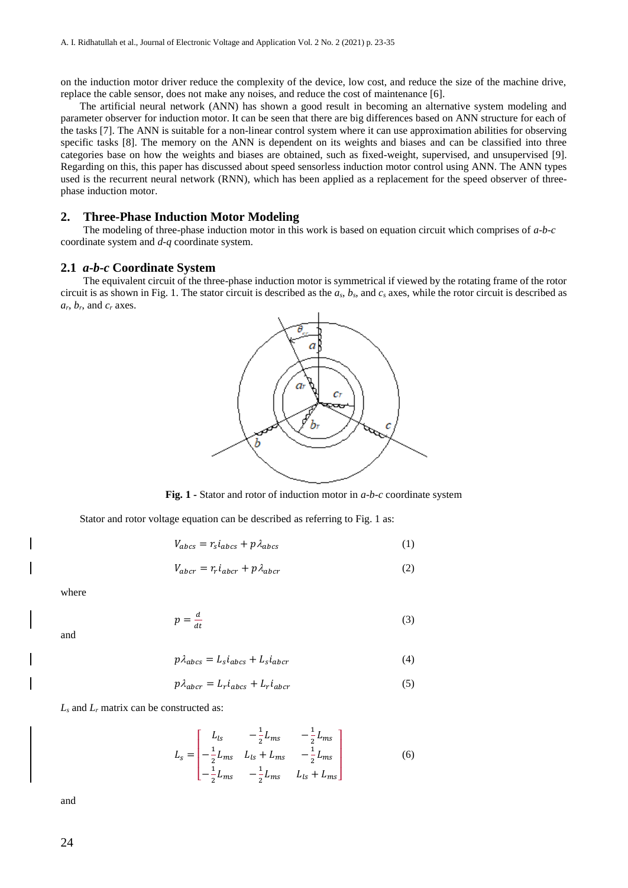on the induction motor driver reduce the complexity of the device, low cost, and reduce the size of the machine drive, replace the cable sensor, does not make any noises, and reduce the cost of maintenance [6].

The artificial neural network (ANN) has shown a good result in becoming an alternative system modeling and parameter observer for induction motor. It can be seen that there are big differences based on ANN structure for each of the tasks [7]. The ANN is suitable for a non-linear control system where it can use approximation abilities for observing specific tasks [8]. The memory on the ANN is dependent on its weights and biases and can be classified into three categories base on how the weights and biases are obtained, such as fixed-weight, supervised, and unsupervised [9]. Regarding on this, this paper has discussed about speed sensorless induction motor control using ANN. The ANN types used is the recurrent neural network (RNN), which has been applied as a replacement for the speed observer of three-phase induction motor.

## 2. Three-Phase Induction Motor Modeling

The modeling of three-phase induction motor in this work is based on equation circuit which comprises of *a-b-c* coordinate system and *d-q* coordinate system.

### 2.1 *a-b-c* Coordinate System

The equivalent circuit of the three-phase induction motor is symmetrical if viewed by the rotating frame of the rotor circuit is as shown in Fig. 1. The stator circuit is described as the $a_s$, $b_s$, and $c_s$ axes, while the rotor circuit is described as $a_r$, $b_r$, and $c_r$ axes.

**Fig. 1 -** Stator and rotor of induction motor in *a-b-c* coordinate system

Stator and rotor voltage equation can be described as referring to Fig. 1 as:

$$V_{abcs} = r_s i_{abcs} + p\lambda_{abcs} \tag{1}$$

$$V_{abcr} = r_r i_{abcr} + p\lambda_{abcr} \tag{2}$$

where

$$p = \frac{d}{dt} \tag{3}$$

and

$$p\lambda_{abcs} = L_s i_{abcs} + L_s i_{abcr} \tag{4}$$

$$p\lambda_{abcr} = L_r i_{abcs} + L_r i_{abcr} \tag{5}$$

$L_s$ and $L_r$ matrix can be constructed as:

$$L_s = \begin{bmatrix} L_{ls} & -\frac{1}{2}L_{ms} & -\frac{1}{2}L_{ms} \\ -\frac{1}{2}L_{ms} & L_{ls} + L_{ms} & -\frac{1}{2}L_{ms} \\ -\frac{1}{2}L_{ms} & -\frac{1}{2}L_{ms} & L_{ls} + L_{ms} \end{bmatrix} \tag{6}$$

and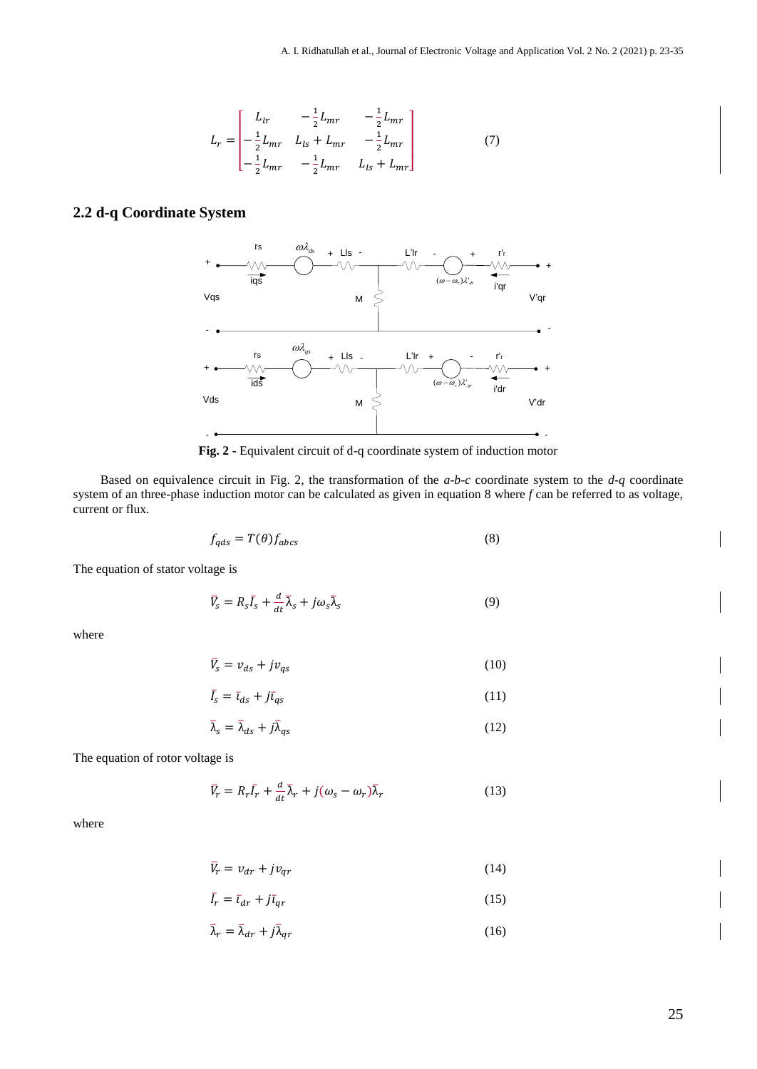$$L_r = \begin{bmatrix} L_{lr} & -\frac{1}{2}L_{mr} & -\frac{1}{2}L_{mr} \\ -\frac{1}{2}L_{mr} & L_{ls} + L_{mr} & -\frac{1}{2}L_{mr} \\ -\frac{1}{2}L_{mr} & -\frac{1}{2}L_{mr} & L_{ls} + L_{mr} \end{bmatrix} \tag{7}$$

## 2.2 d-q Coordinate System

**Fig. 2 -** Equivalent circuit of d-q coordinate system of induction motor

Based on equivalence circuit in Fig. 2, the transformation of the *a-b-c* coordinate system to the *d-q* coordinate system of an three-phase induction motor can be calculated as given in equation 8 where *f* can be referred to as voltage, current or flux.

$$f_{qds} = T(\theta) f_{abcs} \tag{8}$$

The equation of stator voltage is

$$\bar{V}_s = R_s \bar{I}_s + \frac{d}{dt}\bar{\lambda}_s + j\omega_s \bar{\lambda}_s \tag{9}$$

where

$$\bar{V}_s = v_{ds} + jv_{qs} \tag{10}$$

$$\bar{I}_s = \bar{\iota}_{ds} + j\bar{\iota}_{qs} \tag{11}$$

$$\bar{\lambda}_s = \bar{\lambda}_{ds} + j\bar{\lambda}_{qs} \tag{12}$$

The equation of rotor voltage is

$$\bar{V}_r = R_r \bar{I}_r + \frac{d}{dt}\bar{\lambda}_r + j(\omega_s - \omega_r)\bar{\lambda}_r \tag{13}$$

where

$$\bar{V}_r = v_{dr} + jv_{qr} \tag{14}$$

$$\bar{I}_r = \bar{\iota}_{dr} + j\bar{\iota}_{qr} \tag{15}$$

$$\bar{\lambda}_r = \bar{\lambda}_{dr} + j\bar{\lambda}_{qr} \tag{16}$$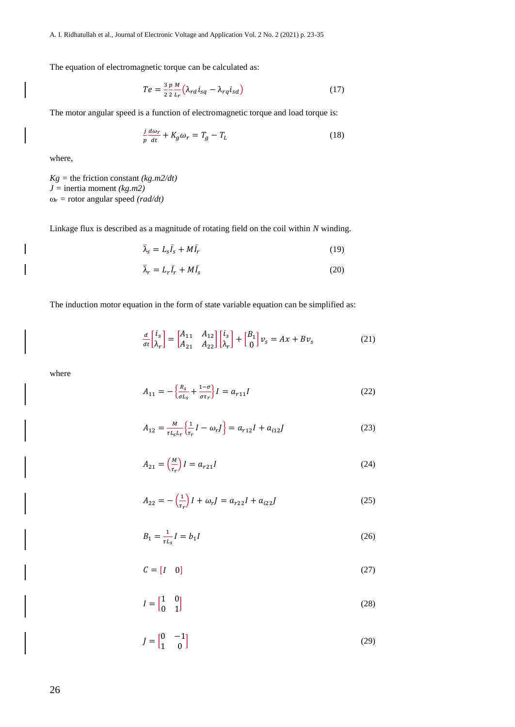The equation of electromagnetic torque can be calculated as:

$$Te = \frac{3}{2}\frac{p}{2}\frac{M}{L_r}\left(\lambda_{rd}\, i_{sq} - \lambda_{rq} i_{sd}\right) \tag{17}$$

The motor angular speed is a function of electromagnetic torque and load torque is:

$$\frac{j}{p}\frac{d\omega_r}{dt} + K_g\omega_r = T_g - T_L \tag{18}$$

where,

$Kg$ = the friction constant *(kg.m2/dt)*
$J$ = inertia moment *(kg.m2)*
$\omega_r$ = rotor angular speed *(rad/dt)*

Linkage flux is described as a magnitude of rotating field on the coil within *N* winding.

$$\bar{\lambda}_s = L_s\bar{I}_s + M\bar{I}_r \tag{19}$$

$$\bar{\lambda}_r = L_r\bar{I}_r + M\bar{I}_s \tag{20}$$

The induction motor equation in the form of state variable equation can be simplified as:

$$\frac{d}{dt}\begin{bmatrix} i_s \\ \lambda_r \end{bmatrix} = \begin{bmatrix} A_{11} & A_{12} \\ A_{21} & A_{22} \end{bmatrix}\begin{bmatrix} i_s \\ \lambda_r \end{bmatrix} + \begin{bmatrix} B_1 \\ 0 \end{bmatrix} v_s = Ax + Bv_s \tag{21}$$

where

$$A_{11} = -\left\{\frac{R_s}{\sigma L_s} + \frac{1-\sigma}{\sigma\tau_r}\right\} I = a_{r11} I \tag{22}$$

$$A_{12} = \frac{M}{\tau L_s L_r}\left\{\frac{1}{\tau_r} I - \omega_r J\right\} = a_{r12} I + a_{i12} J \tag{23}$$

$$A_{21} = \left(\frac{M}{\tau_r}\right) I = a_{r21} I \tag{24}$$

$$A_{22} = -\left(\frac{1}{\tau_r}\right) I + \omega_r J = a_{r22} I + a_{i22} J \tag{25}$$

$$B_1 = \frac{1}{\tau L_s} I = b_1 I \tag{26}$$

$$C = \begin{bmatrix} I & 0 \end{bmatrix} \tag{27}$$

$$I = \begin{bmatrix} 1 & 0 \\ 0 & 1 \end{bmatrix} \tag{28}$$

$$J = \begin{bmatrix} 0 & -1 \\ 1 & 0 \end{bmatrix} \tag{29}$$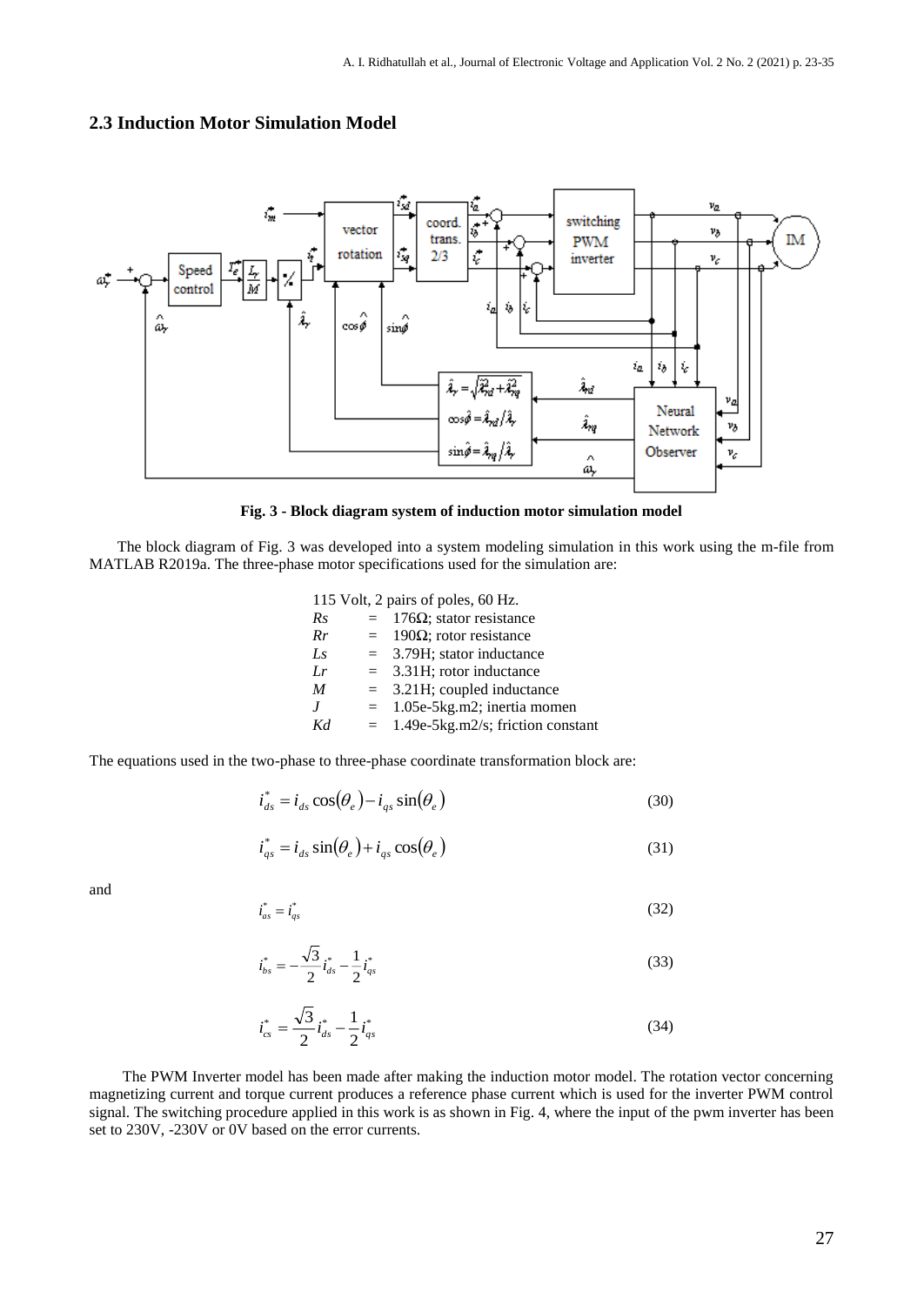## 2.3 Induction Motor Simulation Model

**Fig. 3 - Block diagram system of induction motor simulation model**

The block diagram of Fig. 3 was developed into a system modeling simulation in this work using the m-file from MATLAB R2019a. The three-phase motor specifications used for the simulation are:

115 Volt, 2 pairs of poles, 60 Hz.

| | | |
|---|---|---|
| *Rs* | = | 176Ω; stator resistance |
| *Rr* | = | 190Ω; rotor resistance |
| *Ls* | = | 3.79H; stator inductance |
| *Lr* | = | 3.31H; rotor inductance |
| *M* | = | 3.21H; coupled inductance |
| *J* | = | 1.05e-5kg.m2; inertia momen |
| *Kd* | = | 1.49e-5kg.m2/s; friction constant |

The equations used in the two-phase to three-phase coordinate transformation block are:

$$i_{ds}^{*} = i_{ds}\cos(\theta_e) - i_{qs}\sin(\theta_e) \tag{30}$$

$$i_{qs}^{*} = i_{ds}\sin(\theta_e) + i_{qs}\cos(\theta_e) \tag{31}$$

and

$$i_{as}^{*} = i_{qs}^{*} \tag{32}$$

$$i_{bs}^{*} = -\frac{\sqrt{3}}{2}i_{ds}^{*} - \frac{1}{2}i_{qs}^{*} \tag{33}$$

$$i_{cs}^{*} = \frac{\sqrt{3}}{2}i_{ds}^{*} - \frac{1}{2}i_{qs}^{*} \tag{34}$$

The PWM Inverter model has been made after making the induction motor model. The rotation vector concerning magnetizing current and torque current produces a reference phase current which is used for the inverter PWM control signal. The switching procedure applied in this work is as shown in Fig. 4, where the input of the pwm inverter has been set to 230V, -230V or 0V based on the error currents.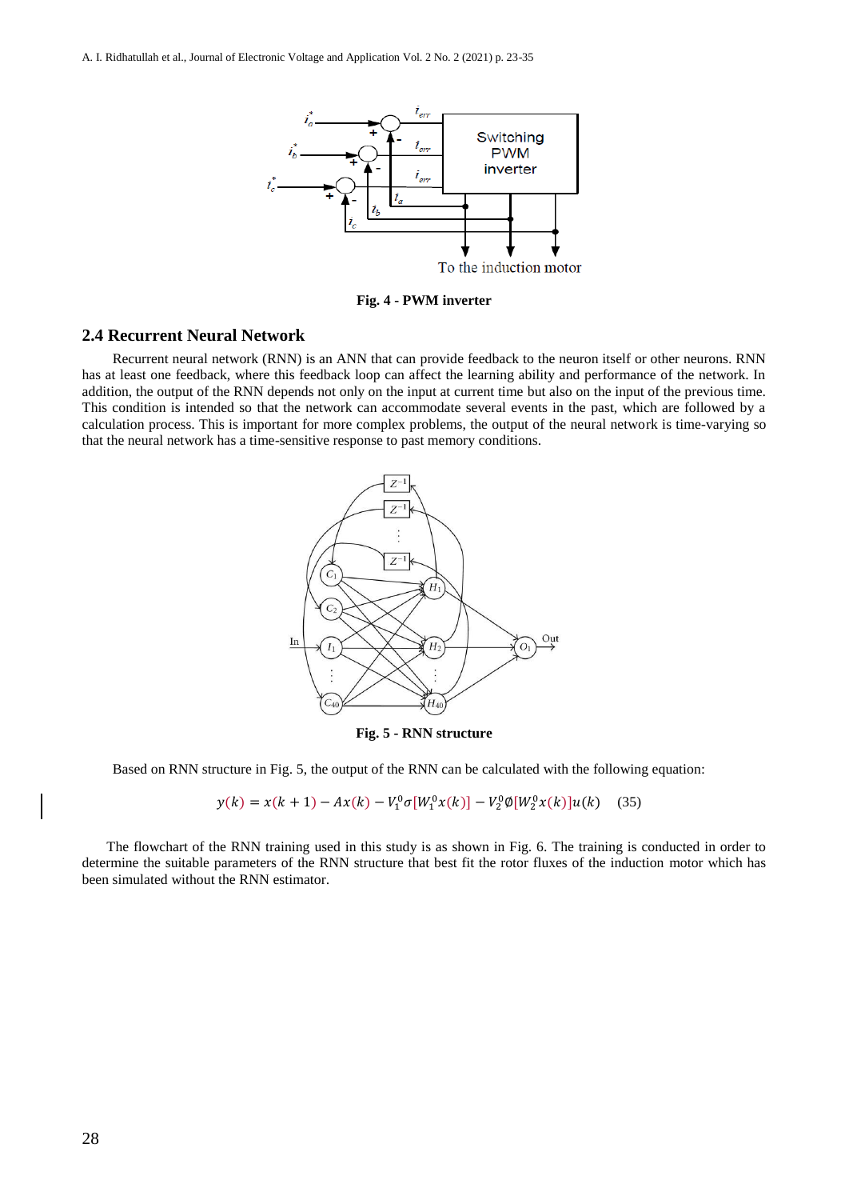**Fig. 4 - PWM inverter**

### 2.4 Recurrent Neural Network

Recurrent neural network (RNN) is an ANN that can provide feedback to the neuron itself or other neurons. RNN has at least one feedback, where this feedback loop can affect the learning ability and performance of the network. In addition, the output of the RNN depends not only on the input at current time but also on the input of the previous time. This condition is intended so that the network can accommodate several events in the past, which are followed by a calculation process. This is important for more complex problems, the output of the neural network is time-varying so that the neural network has a time-sensitive response to past memory conditions.

**Fig. 5 - RNN structure**

Based on RNN structure in Fig. 5, the output of the RNN can be calculated with the following equation:

$$y(k) = x(k+1) - Ax(k) - V_1^0\sigma[W_1^0 x(k)] - V_2^0\emptyset[W_2^0 x(k)]u(k) \quad (35)$$

The flowchart of the RNN training used in this study is as shown in Fig. 6. The training is conducted in order to determine the suitable parameters of the RNN structure that best fit the rotor fluxes of the induction motor which has been simulated without the RNN estimator.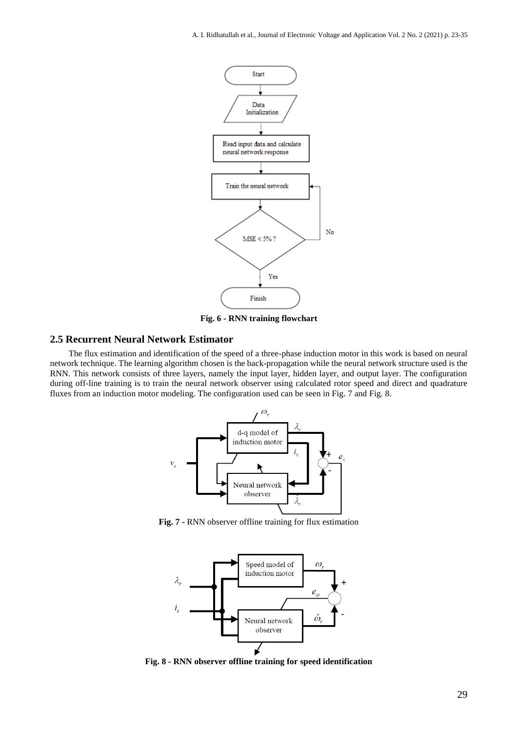Fig. 6 - RNN training flowchart

## 2.5 Recurrent Neural Network Estimator

The flux estimation and identification of the speed of a three-phase induction motor in this work is based on neural network technique. The learning algorithm chosen is the back-propagation while the neural network structure used is the RNN. This network consists of three layers, namely the input layer, hidden layer, and output layer. The configuration during off-line training is to train the neural network observer using calculated rotor speed and direct and quadrature fluxes from an induction motor modeling. The configuration used can be seen in Fig. 7 and Fig. 8.

**Fig. 7 -** RNN observer offline training for flux estimation

**Fig. 8 - RNN observer offline training for speed identification**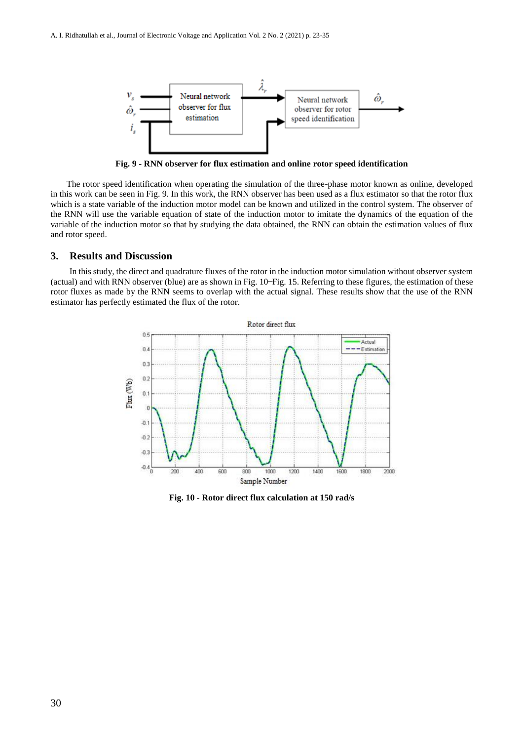Fig. 9 - RNN observer for flux estimation and online rotor speed identification

The rotor speed identification when operating the simulation of the three-phase motor known as online, developed in this work can be seen in Fig. 9. In this work, the RNN observer has been used as a flux estimator so that the rotor flux which is a state variable of the induction motor model can be known and utilized in the control system. The observer of the RNN will use the variable equation of state of the induction motor to imitate the dynamics of the equation of the variable of the induction motor so that by studying the data obtained, the RNN can obtain the estimation values of flux and rotor speed.

## 3. Results and Discussion

In this study, the direct and quadrature fluxes of the rotor in the induction motor simulation without observer system (actual) and with RNN observer (blue) are as shown in Fig. 10–Fig. 15. Referring to these figures, the estimation of these rotor fluxes as made by the RNN seems to overlap with the actual signal. These results show that the use of the RNN estimator has perfectly estimated the flux of the rotor.

Fig. 10 - Rotor direct flux calculation at 150 rad/s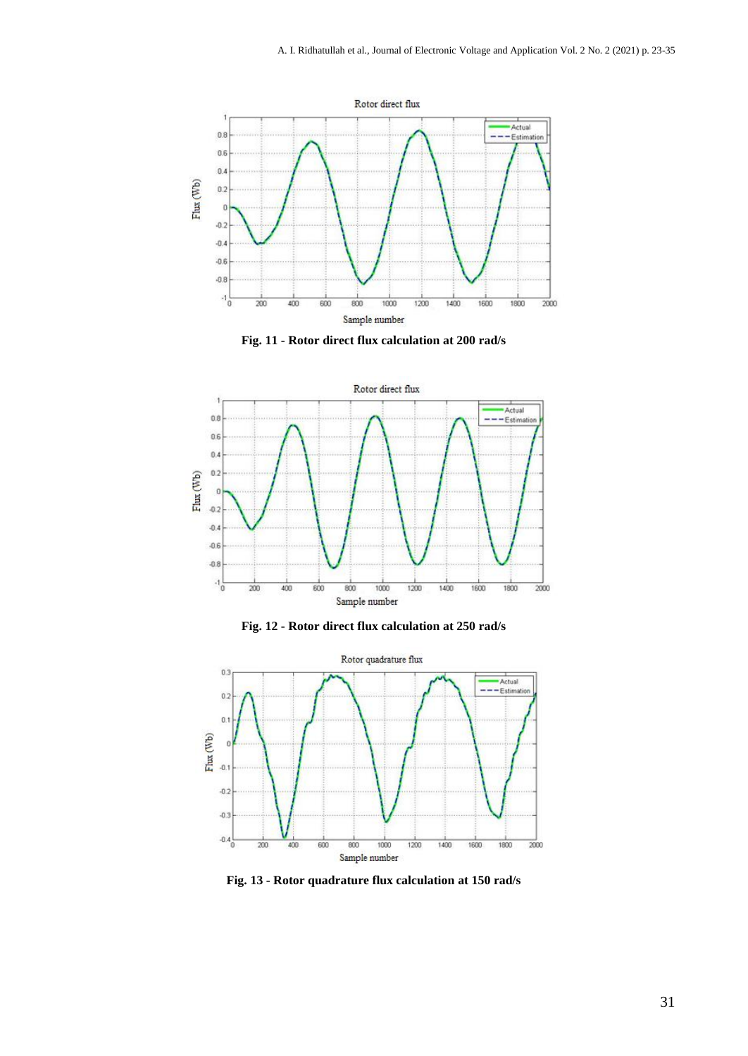Fig. 11 - Rotor direct flux calculation at 200 rad/s

Fig. 12 - Rotor direct flux calculation at 250 rad/s

Fig. 13 - Rotor quadrature flux calculation at 150 rad/s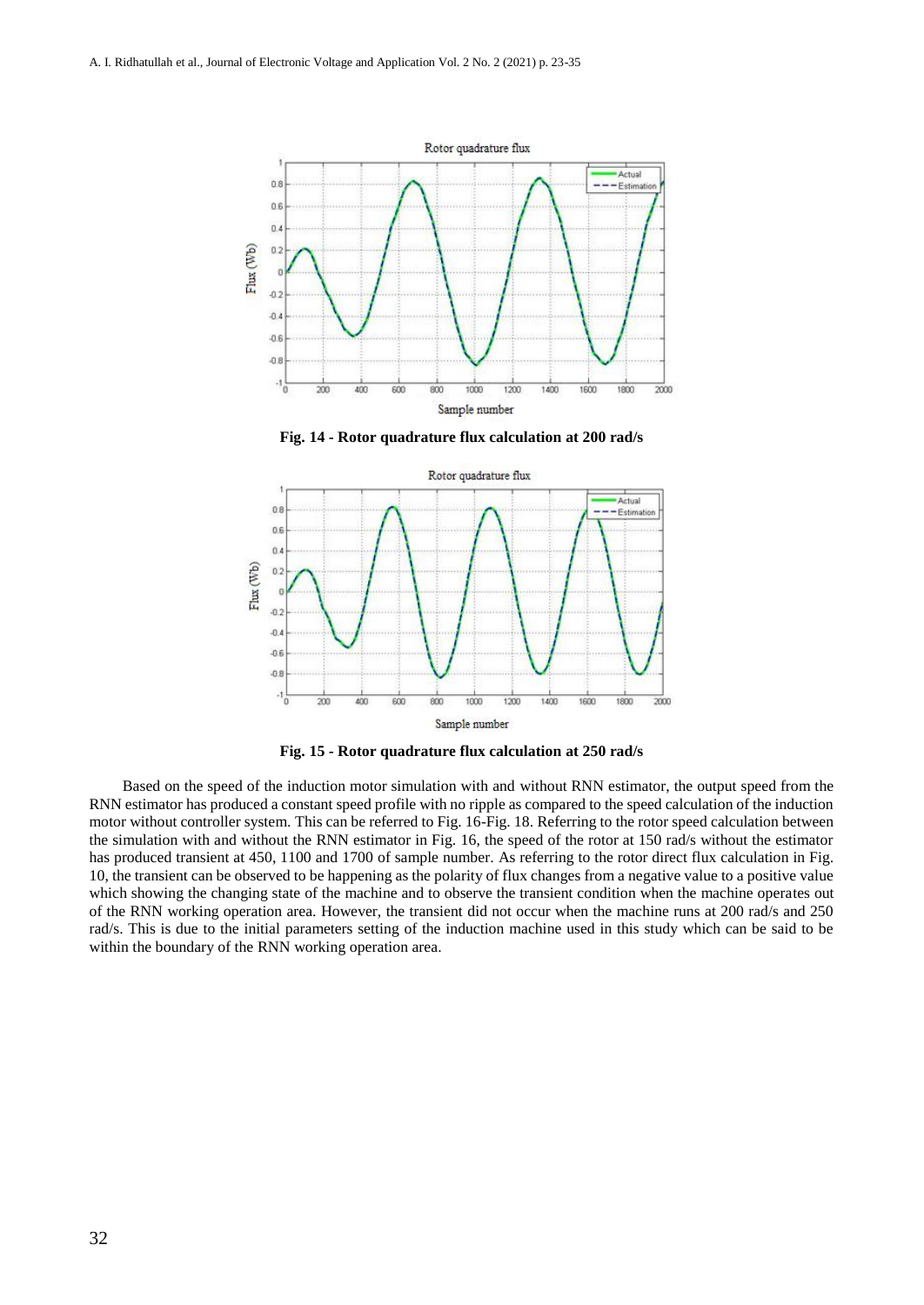**Fig. 14 - Rotor quadrature flux calculation at 200 rad/s**

**Fig. 15 - Rotor quadrature flux calculation at 250 rad/s**

Based on the speed of the induction motor simulation with and without RNN estimator, the output speed from the RNN estimator has produced a constant speed profile with no ripple as compared to the speed calculation of the induction motor without controller system. This can be referred to Fig. 16-Fig. 18. Referring to the rotor speed calculation between the simulation with and without the RNN estimator in Fig. 16, the speed of the rotor at 150 rad/s without the estimator has produced transient at 450, 1100 and 1700 of sample number. As referring to the rotor direct flux calculation in Fig. 10, the transient can be observed to be happening as the polarity of flux changes from a negative value to a positive value which showing the changing state of the machine and to observe the transient condition when the machine operates out of the RNN working operation area. However, the transient did not occur when the machine runs at 200 rad/s and 250 rad/s. This is due to the initial parameters setting of the induction machine used in this study which can be said to be within the boundary of the RNN working operation area.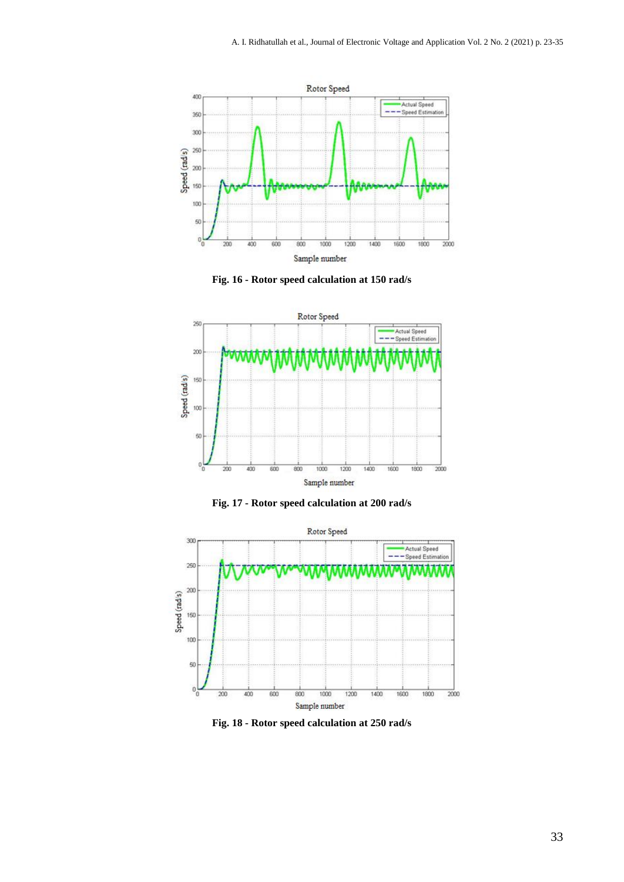Fig. 16 - Rotor speed calculation at 150 rad/s

Fig. 17 - Rotor speed calculation at 200 rad/s

Fig. 18 - Rotor speed calculation at 250 rad/s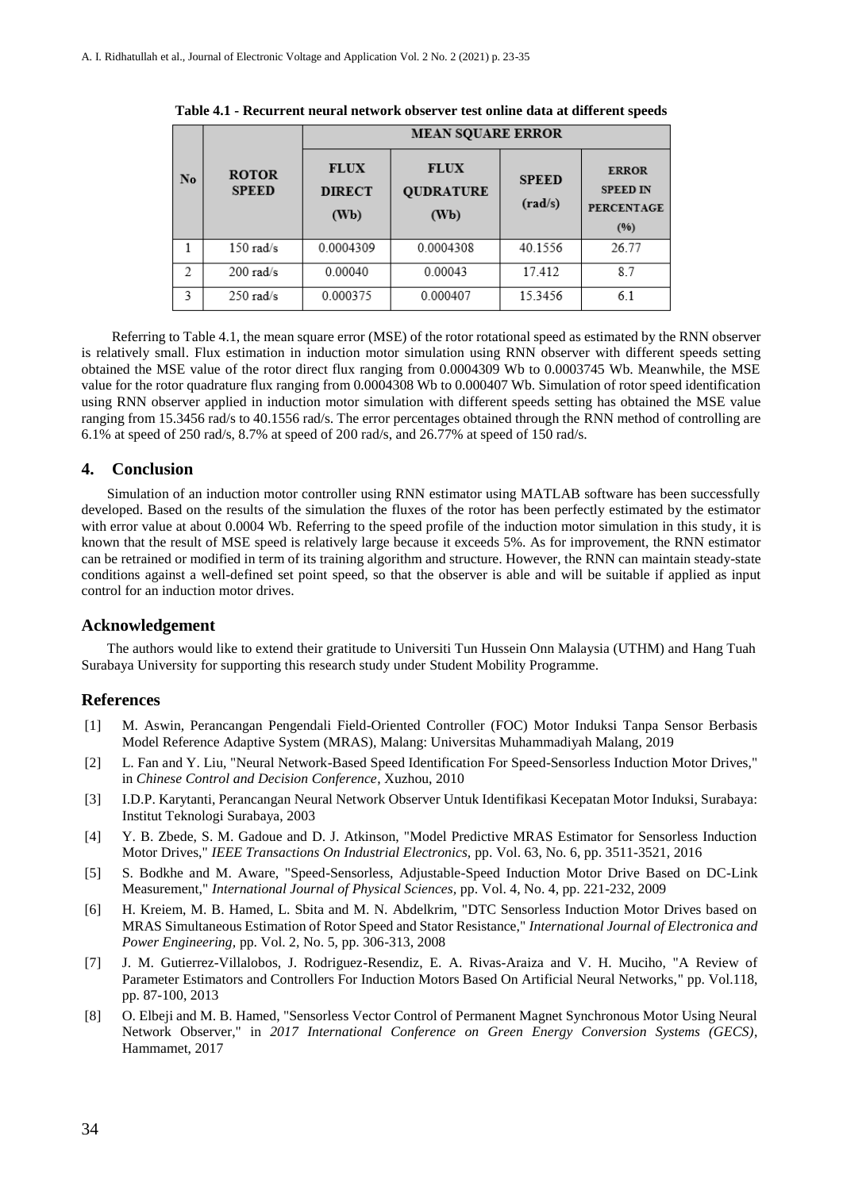**Table 4.1 - Recurrent neural network observer test online data at different speeds**

| No | ROTOR SPEED | MEAN SQUARE ERROR | | | |
|---|---|---|---|---|---|
| | | FLUX DIRECT (Wb) | FLUX QUDRATURE (Wb) | SPEED (rad/s) | ERROR SPEED IN PERCENTAGE (%) |
| 1 | 150 rad/s | 0.0004309 | 0.0004308 | 40.1556 | 26.77 |
| 2 | 200 rad/s | 0.00040 | 0.00043 | 17.412 | 8.7 |
| 3 | 250 rad/s | 0.000375 | 0.000407 | 15.3456 | 6.1 |

Referring to Table 4.1, the mean square error (MSE) of the rotor rotational speed as estimated by the RNN observer is relatively small. Flux estimation in induction motor simulation using RNN observer with different speeds setting obtained the MSE value of the rotor direct flux ranging from 0.0004309 Wb to 0.0003745 Wb. Meanwhile, the MSE value for the rotor quadrature flux ranging from 0.0004308 Wb to 0.000407 Wb. Simulation of rotor speed identification using RNN observer applied in induction motor simulation with different speeds setting has obtained the MSE value ranging from 15.3456 rad/s to 40.1556 rad/s. The error percentages obtained through the RNN method of controlling are 6.1% at speed of 250 rad/s, 8.7% at speed of 200 rad/s, and 26.77% at speed of 150 rad/s.

## 4. Conclusion

Simulation of an induction motor controller using RNN estimator using MATLAB software has been successfully developed. Based on the results of the simulation the fluxes of the rotor has been perfectly estimated by the estimator with error value at about 0.0004 Wb. Referring to the speed profile of the induction motor simulation in this study, it is known that the result of MSE speed is relatively large because it exceeds 5%. As for improvement, the RNN estimator can be retrained or modified in term of its training algorithm and structure. However, the RNN can maintain steady-state conditions against a well-defined set point speed, so that the observer is able and will be suitable if applied as input control for an induction motor drives.

## Acknowledgement

The authors would like to extend their gratitude to Universiti Tun Hussein Onn Malaysia (UTHM) and Hang Tuah Surabaya University for supporting this research study under Student Mobility Programme.

## References

[1] M. Aswin, Perancangan Pengendali Field-Oriented Controller (FOC) Motor Induksi Tanpa Sensor Berbasis Model Reference Adaptive System (MRAS), Malang: Universitas Muhammadiyah Malang, 2019

[2] L. Fan and Y. Liu, "Neural Network-Based Speed Identification For Speed-Sensorless Induction Motor Drives," in *Chinese Control and Decision Conference*, Xuzhou, 2010

[3] I.D.P. Karytanti, Perancangan Neural Network Observer Untuk Identifikasi Kecepatan Motor Induksi, Surabaya: Institut Teknologi Surabaya, 2003

[4] Y. B. Zbede, S. M. Gadoue and D. J. Atkinson, "Model Predictive MRAS Estimator for Sensorless Induction Motor Drives," *IEEE Transactions On Industrial Electronics,* pp. Vol. 63, No. 6, pp. 3511-3521, 2016

[5] S. Bodkhe and M. Aware, "Speed-Sensorless, Adjustable-Speed Induction Motor Drive Based on DC-Link Measurement," *International Journal of Physical Sciences,* pp. Vol. 4, No. 4, pp. 221-232, 2009

[6] H. Kreiem, M. B. Hamed, L. Sbita and M. N. Abdelkrim, "DTC Sensorless Induction Motor Drives based on MRAS Simultaneous Estimation of Rotor Speed and Stator Resistance," *International Journal of Electronica and Power Engineering,* pp. Vol. 2, No. 5, pp. 306-313, 2008

[7] J. M. Gutierrez-Villalobos, J. Rodriguez-Resendiz, E. A. Rivas-Araiza and V. H. Muciho, "A Review of Parameter Estimators and Controllers For Induction Motors Based On Artificial Neural Networks," pp. Vol.118, pp. 87-100, 2013

[8] O. Elbeji and M. B. Hamed, "Sensorless Vector Control of Permanent Magnet Synchronous Motor Using Neural Network Observer," in *2017 International Conference on Green Energy Conversion Systems (GECS)*, Hammamet, 2017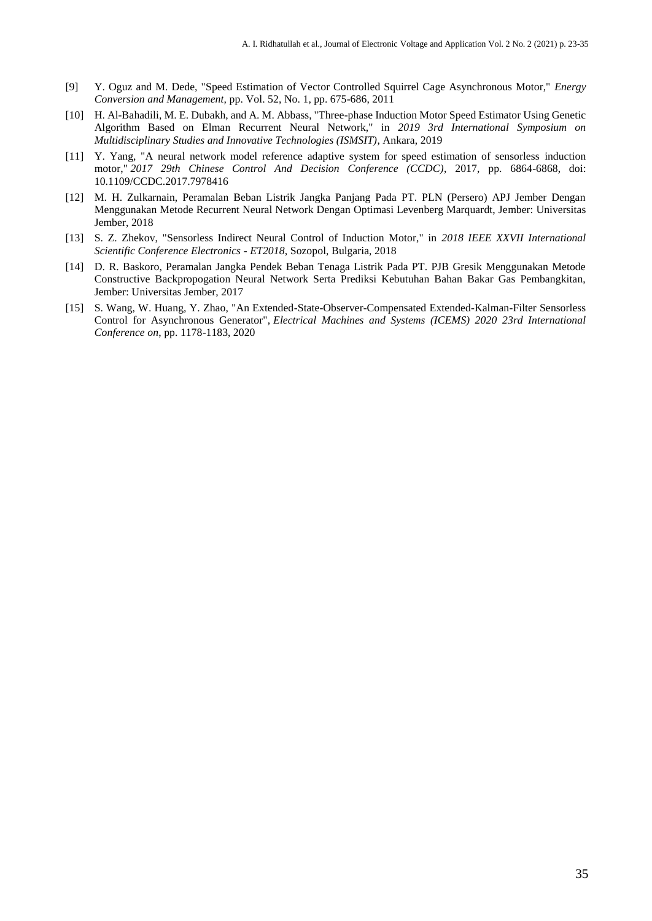[9] Y. Oguz and M. Dede, "Speed Estimation of Vector Controlled Squirrel Cage Asynchronous Motor," *Energy Conversion and Management,* pp. Vol. 52, No. 1, pp. 675-686, 2011

[10] H. Al-Bahadili, M. E. Dubakh, and A. M. Abbass, "Three-phase Induction Motor Speed Estimator Using Genetic Algorithm Based on Elman Recurrent Neural Network," in *2019 3rd International Symposium on Multidisciplinary Studies and Innovative Technologies (ISMSIT)*, Ankara, 2019

[11] Y. Yang, "A neural network model reference adaptive system for speed estimation of sensorless induction motor," *2017 29th Chinese Control And Decision Conference (CCDC)*, 2017, pp. 6864-6868, doi: 10.1109/CCDC.2017.7978416

[12] M. H. Zulkarnain, Peramalan Beban Listrik Jangka Panjang Pada PT. PLN (Persero) APJ Jember Dengan Menggunakan Metode Recurrent Neural Network Dengan Optimasi Levenberg Marquardt, Jember: Universitas Jember, 2018

[13] S. Z. Zhekov, "Sensorless Indirect Neural Control of Induction Motor," in *2018 IEEE XXVII International Scientific Conference Electronics - ET2018*, Sozopol, Bulgaria, 2018

[14] D. R. Baskoro, Peramalan Jangka Pendek Beban Tenaga Listrik Pada PT. PJB Gresik Menggunakan Metode Constructive Backpropogation Neural Network Serta Prediksi Kebutuhan Bahan Bakar Gas Pembangkitan, Jember: Universitas Jember, 2017

[15] S. Wang, W. Huang, Y. Zhao, "An Extended-State-Observer-Compensated Extended-Kalman-Filter Sensorless Control for Asynchronous Generator", *Electrical Machines and Systems (ICEMS) 2020 23rd International Conference on*, pp. 1178-1183, 2020